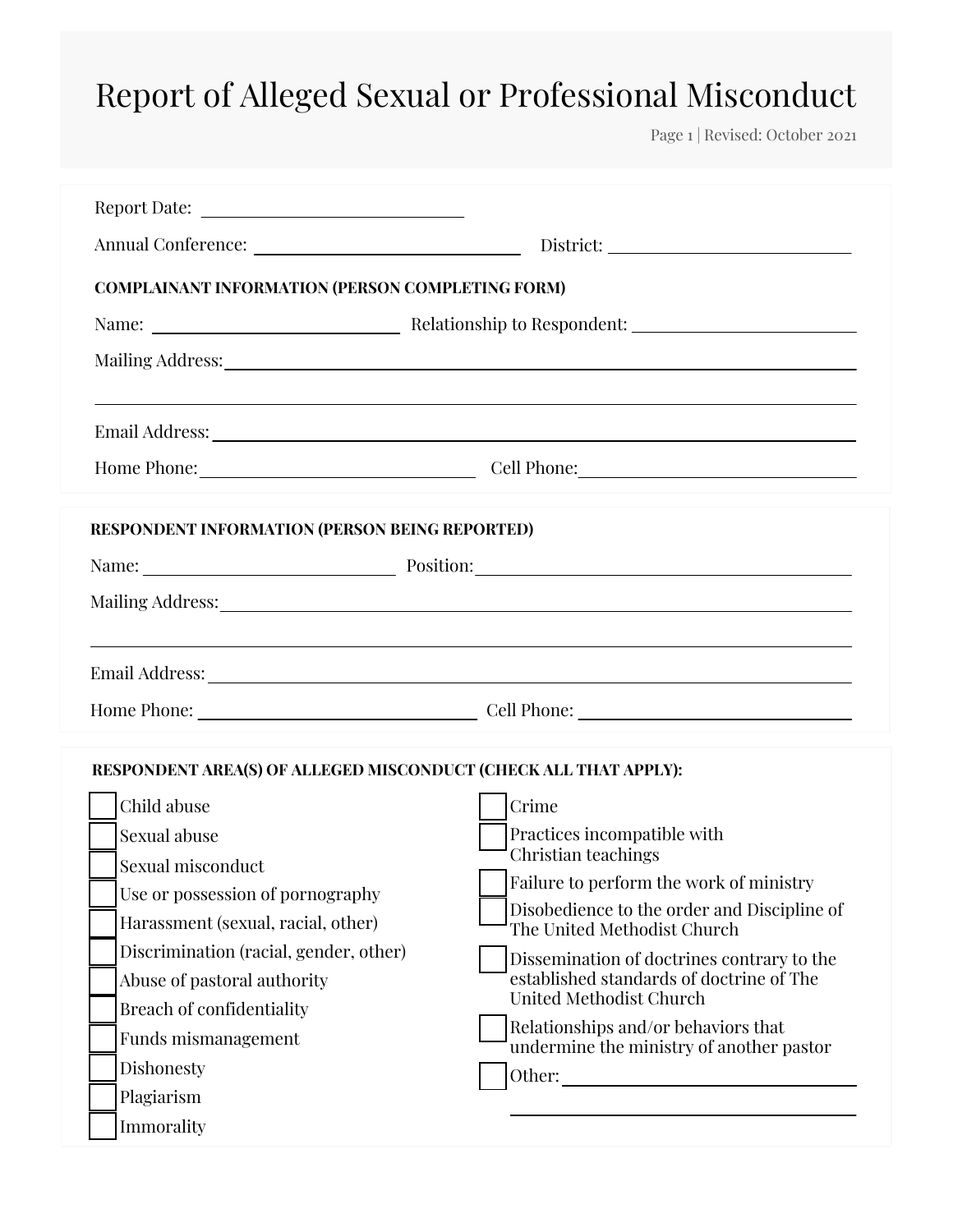# Report of Alleged Sexual or Professional Misconduct

Revised: October 2021

Report Date: ______________________

Annual Conference: ______________________ District: ______________________

**COMPLAINANT INFORMATION (PERSON COMPLETING FORM)**

Name: ______________________ Relationship to Respondent: ______________________

Mailing Address: ______________________________________________

______________________________________________

Email Address: ______________________________________________

Home Phone: ______________________ Cell Phone: ______________________

**RESPONDENT INFORMATION (PERSON BEING REPORTED)**

Name: ______________________ Position: ______________________

Mailing Address: ______________________________________________

______________________________________________

Email Address: ______________________________________________

Home Phone: ______________________ Cell Phone: ______________________

**RESPONDENT AREA(S) OF ALLEGED MISCONDUCT (CHECK ALL THAT APPLY):**

- ☐ Child abuse
- ☐ Sexual abuse
- ☐ Sexual misconduct
- ☐ Use or possession of pornography
- ☐ Harassment (sexual, racial, other)
- ☐ Discrimination (racial, gender, other)
- ☐ Abuse of pastoral authority
- ☐ Breach of confidentiality
- ☐ Funds mismanagement
- ☐ Dishonesty
- ☐ Plagiarism
- ☐ Immorality
- ☐ Crime
- ☐ Practices incompatible with Christian teachings
- ☐ Failure to perform the work of ministry
- ☐ Disobedience to the order and Discipline of The United Methodist Church
- ☐ Dissemination of doctrines contrary to the established standards of doctrine of The United Methodist Church
- ☐ Relationships and/or behaviors that undermine the ministry of another pastor
- ☐ Other: ______________________

  ______________________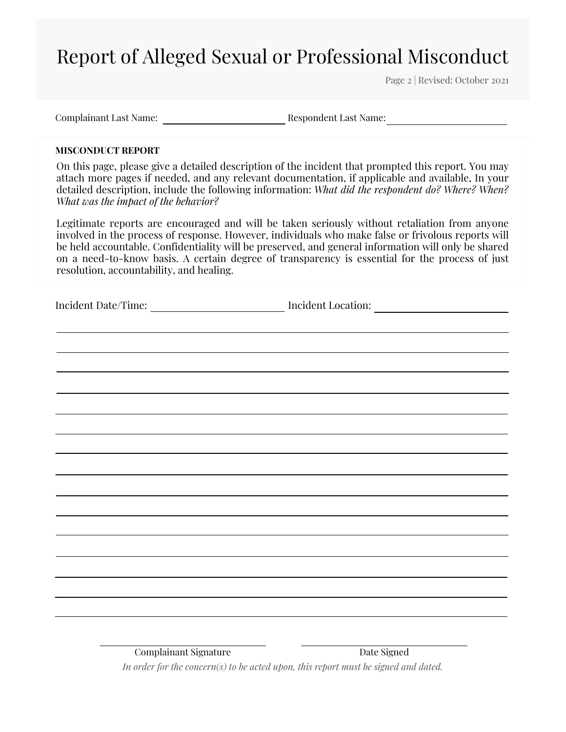# Report of Alleged Sexual or Professional Misconduct

Complainant Last Name: ______________________ Respondent Last Name: ______________________

**MISCONDUCT REPORT**

On this page, please give a detailed description of the incident that prompted this report. You may attach more pages if needed, and any relevant documentation, if applicable and available, In your detailed description, include the following information: *What did the respondent do? Where? When? What was the impact of the behavior?*

Legitimate reports are encouraged and will be taken seriously without retaliation from anyone involved in the process of response. However, individuals who make false or frivolous reports will be held accountable. Confidentiality will be preserved, and general information will only be shared on a need-to-know basis. A certain degree of transparency is essential for the process of just resolution, accountability, and healing.

Incident Date/Time: ______________________ Incident Location: ______________________

______________________________________________________________________________

______________________________________________________________________________

______________________________________________________________________________

______________________________________________________________________________

______________________________________________________________________________

______________________________________________________________________________

______________________________________________________________________________

______________________________________________________________________________

______________________________________________________________________________

______________________________________________________________________________

______________________________________________________________________________

______________________________________________________________________________

______________________________________________________________________________

______________________________________________________________________________

______________________________________________________________________________

______________________________ ______________________________
Complainant Signature Date Signed

*In order for the concern(s) to be acted upon, this report must be signed and dated.*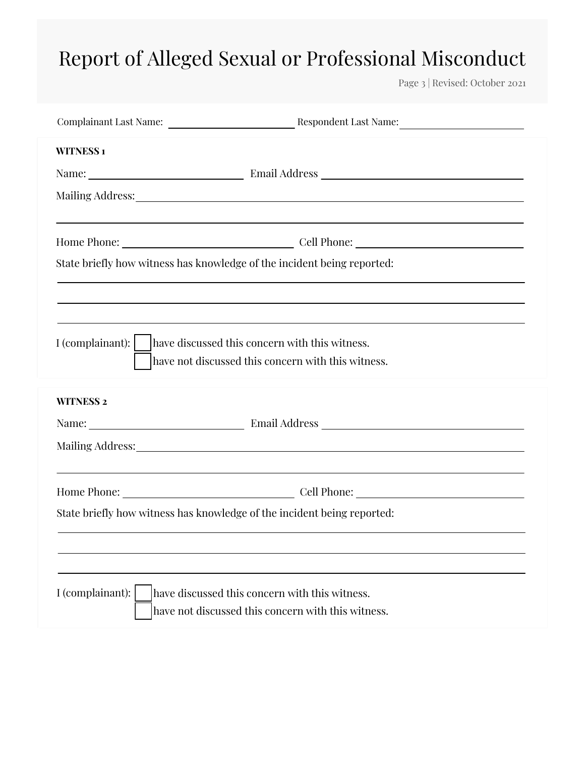# Report of Alleged Sexual or Professional Misconduct

Complainant Last Name: ______________________ Respondent Last Name: ______________________

**WITNESS 1**

Name: ______________________ Email Address ______________________

Mailing Address: ______________________________________________

______________________________________________

Home Phone: ______________________ Cell Phone: ______________________

State briefly how witness has knowledge of the incident being reported:

______________________________________________

______________________________________________

______________________________________________

I (complainant): ☐ have discussed this concern with this witness.
☐ have not discussed this concern with this witness.

**WITNESS 2**

Name: ______________________ Email Address ______________________

Mailing Address: ______________________________________________

______________________________________________

Home Phone: ______________________ Cell Phone: ______________________

State briefly how witness has knowledge of the incident being reported:

______________________________________________

______________________________________________

______________________________________________

I (complainant): ☐ have discussed this concern with this witness.
☐ have not discussed this concern with this witness.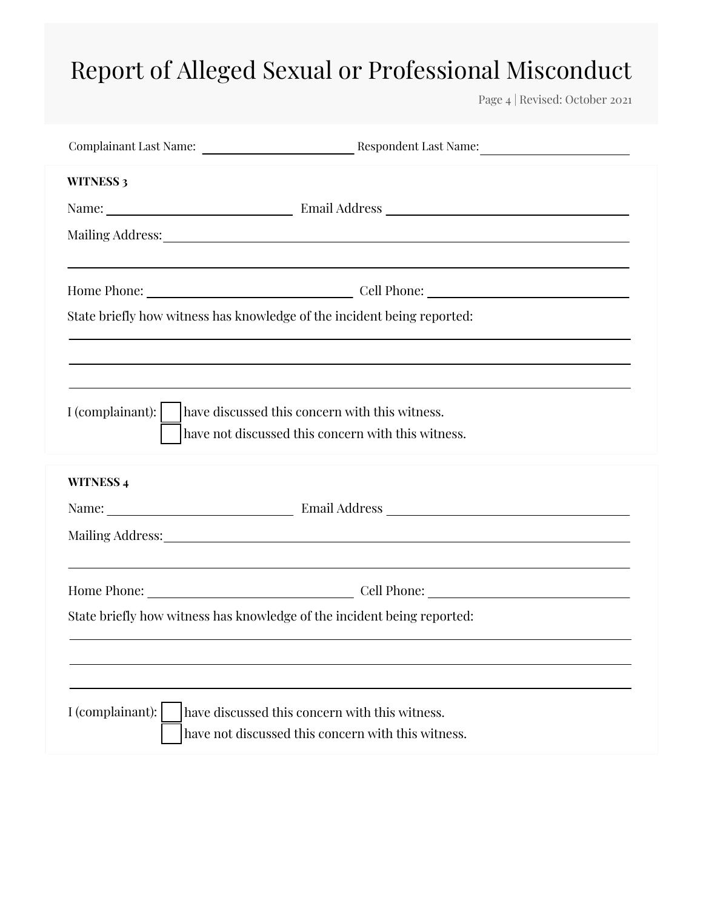# Report of Alleged Sexual or Professional Misconduct

Complainant Last Name: ____________________ Respondent Last Name: ____________________

**WITNESS 3**

Name: ____________________ Email Address ____________________

Mailing Address: ________________________________________

________________________________________

Home Phone: ____________________ Cell Phone: ____________________

State briefly how witness has knowledge of the incident being reported:

________________________________________

________________________________________

________________________________________

I (complainant): ☐ have discussed this concern with this witness.
☐ have not discussed this concern with this witness.

**WITNESS 4**

Name: ____________________ Email Address ____________________

Mailing Address: ________________________________________

________________________________________

Home Phone: ____________________ Cell Phone: ____________________

State briefly how witness has knowledge of the incident being reported:

________________________________________

________________________________________

________________________________________

I (complainant): ☐ have discussed this concern with this witness.
☐ have not discussed this concern with this witness.